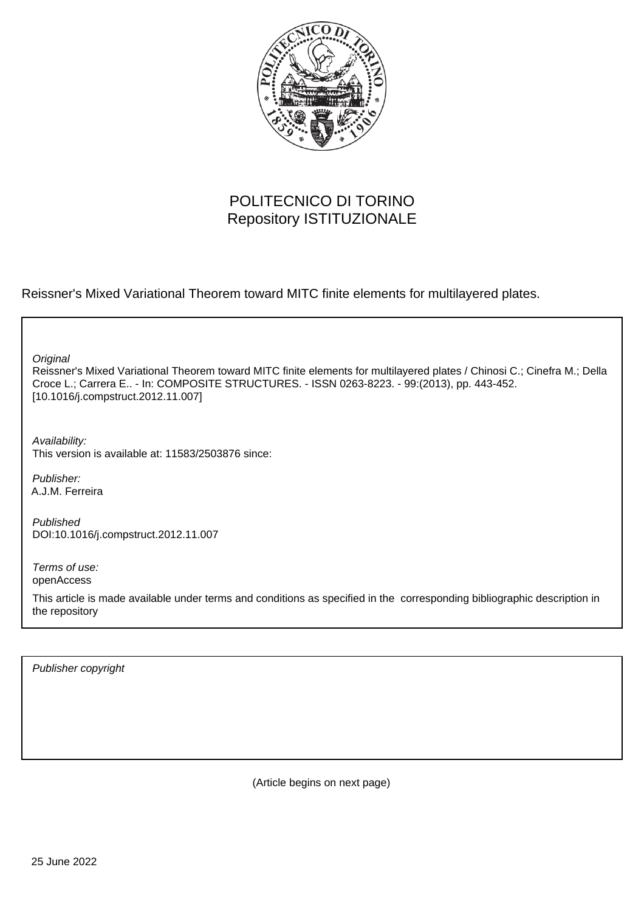POLITECNICO DI TORINO
Repository ISTITUZIONALE

Reissner's Mixed Variational Theorem toward MITC finite elements for multilayered plates.

*Original*
Reissner's Mixed Variational Theorem toward MITC finite elements for multilayered plates / Chinosi C.; Cinefra M.; Della Croce L.; Carrera E.. - In: COMPOSITE STRUCTURES. - ISSN 0263-8223. - 99:(2013), pp. 443-452. [10.1016/j.compstruct.2012.11.007]

*Availability:*
This version is available at: 11583/2503876 since:

*Publisher:*
A.J.M. Ferreira

*Published*
DOI:10.1016/j.compstruct.2012.11.007

*Terms of use:*
openAccess

This article is made available under terms and conditions as specified in the corresponding bibliographic description in the repository

*Publisher copyright*

(Article begins on next page)

25 June 2022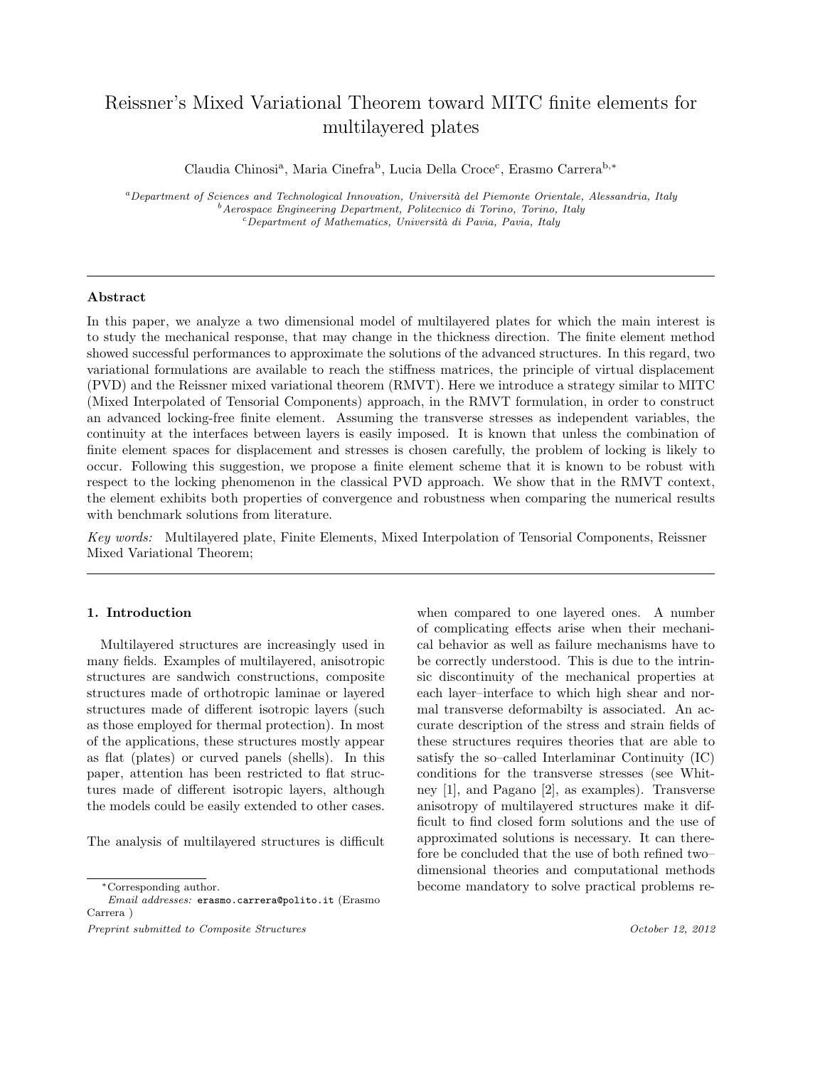# Reissner's Mixed Variational Theorem toward MITC finite elements for multilayered plates

Claudia Chinosi[a], Maria Cinefra[b], Lucia Della Croce[c], Erasmo Carrera[b,*]

[a] *Department of Sciences and Technological Innovation, Università del Piemonte Orientale, Alessandria, Italy*
[b] *Aerospace Engineering Department, Politecnico di Torino, Torino, Italy*
[c] *Department of Mathematics, Università di Pavia, Pavia, Italy*

---

### Abstract

In this paper, we analyze a two dimensional model of multilayered plates for which the main interest is to study the mechanical response, that may change in the thickness direction. The finite element method showed successful performances to approximate the solutions of the advanced structures. In this regard, two variational formulations are available to reach the stiffness matrices, the principle of virtual displacement (PVD) and the Reissner mixed variational theorem (RMVT). Here we introduce a strategy similar to MITC (Mixed Interpolated of Tensorial Components) approach, in the RMVT formulation, in order to construct an advanced locking-free finite element. Assuming the transverse stresses as independent variables, the continuity at the interfaces between layers is easily imposed. It is known that unless the combination of finite element spaces for displacement and stresses is chosen carefully, the problem of locking is likely to occur. Following this suggestion, we propose a finite element scheme that it is known to be robust with respect to the locking phenomenon in the classical PVD approach. We show that in the RMVT context, the element exhibits both properties of convergence and robustness when comparing the numerical results with benchmark solutions from literature.

*Key words:* Multilayered plate, Finite Elements, Mixed Interpolation of Tensorial Components, Reissner Mixed Variational Theorem;

---

## 1. Introduction

Multilayered structures are increasingly used in many fields. Examples of multilayered, anisotropic structures are sandwich constructions, composite structures made of orthotropic laminae or layered structures made of different isotropic layers (such as those employed for thermal protection). In most of the applications, these structures mostly appear as flat (plates) or curved panels (shells). In this paper, attention has been restricted to flat structures made of different isotropic layers, although the models could be easily extended to other cases.

The analysis of multilayered structures is difficult when compared to one layered ones. A number of complicating effects arise when their mechanical behavior as well as failure mechanisms have to be correctly understood. This is due to the intrinsic discontinuity of the mechanical properties at each layer–interface to which high shear and normal transverse deformabilty is associated. An accurate description of the stress and strain fields of these structures requires theories that are able to satisfy the so–called Interlaminar Continuity (IC) conditions for the transverse stresses (see Whitney [1], and Pagano [2], as examples). Transverse anisotropy of multilayered structures make it difficult to find closed form solutions and the use of approximated solutions is necessary. It can therefore be concluded that the use of both refined two–dimensional theories and computational methods become mandatory to solve practical problems re-

---

[*] Corresponding author.
*Email addresses:* erasmo.carrera@polito.it (Erasmo Carrera )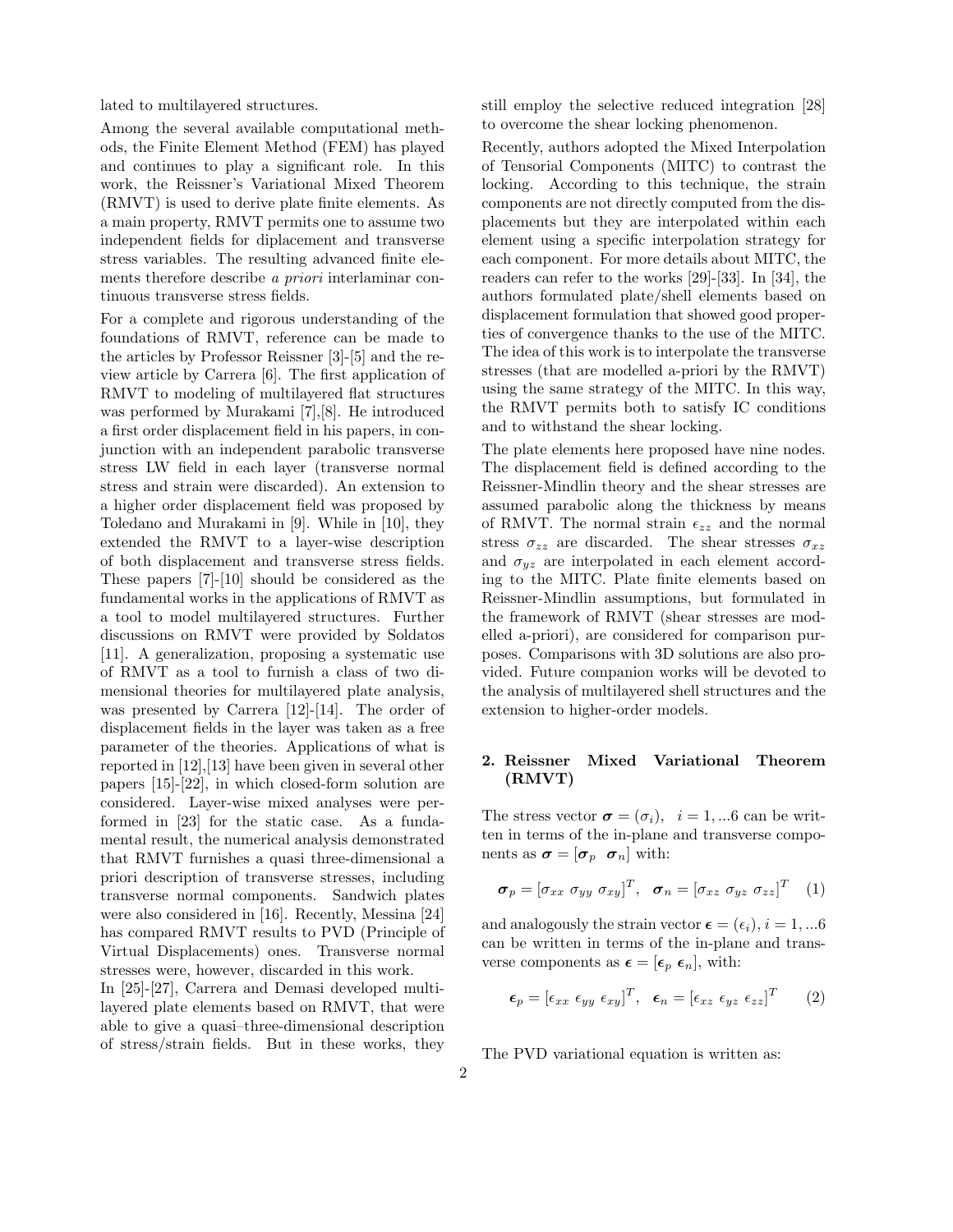lated to multilayered structures.

Among the several available computational methods, the Finite Element Method (FEM) has played and continues to play a significant role. In this work, the Reissner's Variational Mixed Theorem (RMVT) is used to derive plate finite elements. As a main property, RMVT permits one to assume two independent fields for diplacement and transverse stress variables. The resulting advanced finite elements therefore describe *a priori* interlaminar continuous transverse stress fields.

For a complete and rigorous understanding of the foundations of RMVT, reference can be made to the articles by Professor Reissner [3]-[5] and the review article by Carrera [6]. The first application of RMVT to modeling of multilayered flat structures was performed by Murakami [7],[8]. He introduced a first order displacement field in his papers, in conjunction with an independent parabolic transverse stress LW field in each layer (transverse normal stress and strain were discarded). An extension to a higher order displacement field was proposed by Toledano and Murakami in [9]. While in [10], they extended the RMVT to a layer-wise description of both displacement and transverse stress fields. These papers [7]-[10] should be considered as the fundamental works in the applications of RMVT as a tool to model multilayered structures. Further discussions on RMVT were provided by Soldatos [11]. A generalization, proposing a systematic use of RMVT as a tool to furnish a class of two dimensional theories for multilayered plate analysis, was presented by Carrera [12]-[14]. The order of displacement fields in the layer was taken as a free parameter of the theories. Applications of what is reported in [12],[13] have been given in several other papers [15]-[22], in which closed-form solution are considered. Layer-wise mixed analyses were performed in [23] for the static case. As a fundamental result, the numerical analysis demonstrated that RMVT furnishes a quasi three-dimensional a priori description of transverse stresses, including transverse normal components. Sandwich plates were also considered in [16]. Recently, Messina [24] has compared RMVT results to PVD (Principle of Virtual Displacements) ones. Transverse normal stresses were, however, discarded in this work.

In [25]-[27], Carrera and Demasi developed multilayered plate elements based on RMVT, that were able to give a quasi–three-dimensional description of stress/strain fields. But in these works, they still employ the selective reduced integration [28] to overcome the shear locking phenomenon.

Recently, authors adopted the Mixed Interpolation of Tensorial Components (MITC) to contrast the locking. According to this technique, the strain components are not directly computed from the displacements but they are interpolated within each element using a specific interpolation strategy for each component. For more details about MITC, the readers can refer to the works [29]-[33]. In [34], the authors formulated plate/shell elements based on displacement formulation that showed good properties of convergence thanks to the use of the MITC. The idea of this work is to interpolate the transverse stresses (that are modelled a-priori by the RMVT) using the same strategy of the MITC. In this way, the RMVT permits both to satisfy IC conditions and to withstand the shear locking.

The plate elements here proposed have nine nodes. The displacement field is defined according to the Reissner-Mindlin theory and the shear stresses are assumed parabolic along the thickness by means of RMVT. The normal strain $\epsilon_{zz}$ and the normal stress $\sigma_{zz}$ are discarded. The shear stresses $\sigma_{xz}$ and $\sigma_{yz}$ are interpolated in each element according to the MITC. Plate finite elements based on Reissner-Mindlin assumptions, but formulated in the framework of RMVT (shear stresses are modelled a-priori), are considered for comparison purposes. Comparisons with 3D solutions are also provided. Future companion works will be devoted to the analysis of multilayered shell structures and the extension to higher-order models.

## 2. Reissner Mixed Variational Theorem (RMVT)

The stress vector $\boldsymbol{\sigma} = (\sigma_i), \quad i = 1, ...6$ can be written in terms of the in-plane and transverse components as $\boldsymbol{\sigma} = [\boldsymbol{\sigma}_p \;\; \boldsymbol{\sigma}_n]$ with:

$$\boldsymbol{\sigma}_p = [\sigma_{xx} \; \sigma_{yy} \; \sigma_{xy}]^T, \quad \boldsymbol{\sigma}_n = [\sigma_{xz} \; \sigma_{yz} \; \sigma_{zz}]^T \quad (1)$$

and analogously the strain vector $\boldsymbol{\epsilon} = (\epsilon_i), i = 1, ...6$ can be written in terms of the in-plane and transverse components as $\boldsymbol{\epsilon} = [\boldsymbol{\epsilon}_p \; \boldsymbol{\epsilon}_n]$, with:

$$\boldsymbol{\epsilon}_p = [\epsilon_{xx} \; \epsilon_{yy} \; \epsilon_{xy}]^T, \quad \boldsymbol{\epsilon}_n = [\epsilon_{xz} \; \epsilon_{yz} \; \epsilon_{zz}]^T \quad (2)$$

The PVD variational equation is written as: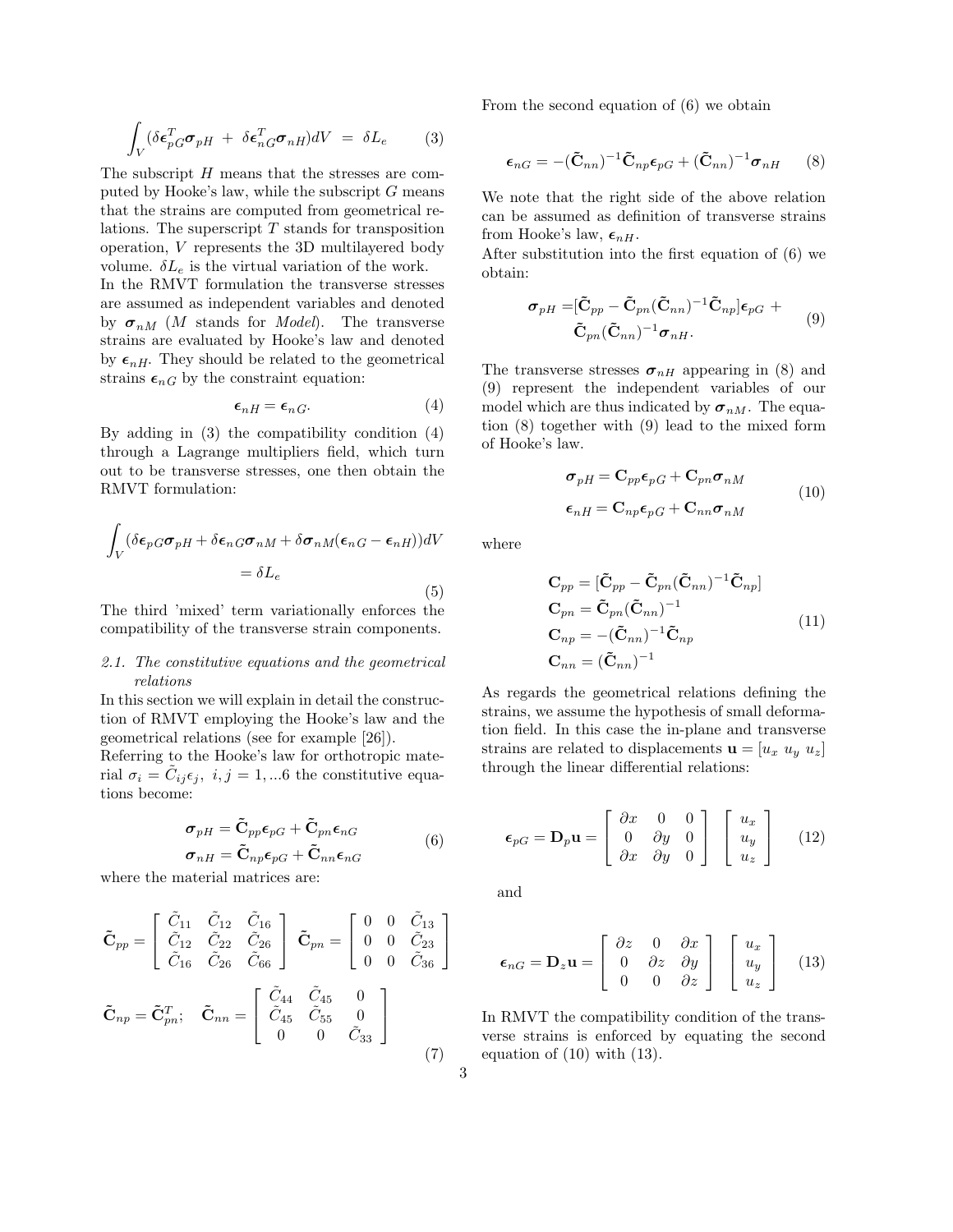$$\int_V (\delta \boldsymbol{\epsilon}_{pG}^T \boldsymbol{\sigma}_{pH} \; + \; \delta \boldsymbol{\epsilon}_{nG}^T \boldsymbol{\sigma}_{nH}) dV \; = \; \delta L_e \tag{3}$$

The subscript $H$ means that the stresses are computed by Hooke's law, while the subscript $G$ means that the strains are computed from geometrical relations. The superscript $T$ stands for transposition operation, $V$ represents the 3D multilayered body volume. $\delta L_e$ is the virtual variation of the work.

In the RMVT formulation the transverse stresses are assumed as independent variables and denoted by $\boldsymbol{\sigma}_{nM}$ ($M$ stands for *Model*). The transverse strains are evaluated by Hooke's law and denoted by $\boldsymbol{\epsilon}_{nH}$. They should be related to the geometrical strains $\boldsymbol{\epsilon}_{nG}$ by the constraint equation:

$$\boldsymbol{\epsilon}_{nH} = \boldsymbol{\epsilon}_{nG}. \tag{4}$$

By adding in (3) the compatibility condition (4) through a Lagrange multipliers field, which turn out to be transverse stresses, one then obtain the RMVT formulation:

$$\int_V (\delta \boldsymbol{\epsilon}_{pG} \boldsymbol{\sigma}_{pH} + \delta \boldsymbol{\epsilon}_{nG} \boldsymbol{\sigma}_{nM} + \delta \boldsymbol{\sigma}_{nM} (\boldsymbol{\epsilon}_{nG} - \boldsymbol{\epsilon}_{nH})) dV = \delta L_e \tag{5}$$

The third 'mixed' term variationally enforces the compatibility of the transverse strain components.

### 2.1. The constitutive equations and the geometrical relations

In this section we will explain in detail the construction of RMVT employing the Hooke's law and the geometrical relations (see for example [26]).

Referring to the Hooke's law for orthotropic material $\sigma_i = \tilde{C}_{ij} \epsilon_j, \; i,j = 1,...6$ the constitutive equations become:

$$\begin{aligned} \boldsymbol{\sigma}_{pH} &= \tilde{\mathbf{C}}_{pp} \boldsymbol{\epsilon}_{pG} + \tilde{\mathbf{C}}_{pn} \boldsymbol{\epsilon}_{nG} \\ \boldsymbol{\sigma}_{nH} &= \tilde{\mathbf{C}}_{np} \boldsymbol{\epsilon}_{pG} + \tilde{\mathbf{C}}_{nn} \boldsymbol{\epsilon}_{nG} \end{aligned} \tag{6}$$

where the material matrices are:

$$\tilde{\mathbf{C}}_{pp} = \begin{bmatrix} \tilde{C}_{11} & \tilde{C}_{12} & \tilde{C}_{16} \\ \tilde{C}_{12} & \tilde{C}_{22} & \tilde{C}_{26} \\ \tilde{C}_{16} & \tilde{C}_{26} & \tilde{C}_{66} \end{bmatrix} \; \tilde{\mathbf{C}}_{pn} = \begin{bmatrix} 0 & 0 & \tilde{C}_{13} \\ 0 & 0 & \tilde{C}_{23} \\ 0 & 0 & \tilde{C}_{36} \end{bmatrix}$$

$$\tilde{\mathbf{C}}_{np} = \tilde{\mathbf{C}}_{pn}^T; \quad \tilde{\mathbf{C}}_{nn} = \begin{bmatrix} \tilde{C}_{44} & \tilde{C}_{45} & 0 \\ \tilde{C}_{45} & \tilde{C}_{55} & 0 \\ 0 & 0 & \tilde{C}_{33} \end{bmatrix} \tag{7}$$

From the second equation of (6) we obtain

$$\boldsymbol{\epsilon}_{nG} = -(\tilde{\mathbf{C}}_{nn})^{-1} \tilde{\mathbf{C}}_{np} \boldsymbol{\epsilon}_{pG} + (\tilde{\mathbf{C}}_{nn})^{-1} \boldsymbol{\sigma}_{nH} \tag{8}$$

We note that the right side of the above relation can be assumed as definition of transverse strains from Hooke's law, $\boldsymbol{\epsilon}_{nH}$.

After substitution into the first equation of (6) we obtain:

$$\begin{aligned} \boldsymbol{\sigma}_{pH} =& [\tilde{\mathbf{C}}_{pp} - \tilde{\mathbf{C}}_{pn} (\tilde{\mathbf{C}}_{nn})^{-1} \tilde{\mathbf{C}}_{np}] \boldsymbol{\epsilon}_{pG} \; + \\ & \tilde{\mathbf{C}}_{pn} (\tilde{\mathbf{C}}_{nn})^{-1} \boldsymbol{\sigma}_{nH}. \end{aligned} \tag{9}$$

The transverse stresses $\boldsymbol{\sigma}_{nH}$ appearing in (8) and (9) represent the independent variables of our model which are thus indicated by $\boldsymbol{\sigma}_{nM}$. The equation (8) together with (9) lead to the mixed form of Hooke's law.

$$\begin{aligned} \boldsymbol{\sigma}_{pH} &= \mathbf{C}_{pp} \boldsymbol{\epsilon}_{pG} + \mathbf{C}_{pn} \boldsymbol{\sigma}_{nM} \\ \boldsymbol{\epsilon}_{nH} &= \mathbf{C}_{np} \boldsymbol{\epsilon}_{pG} + \mathbf{C}_{nn} \boldsymbol{\sigma}_{nM} \end{aligned} \tag{10}$$

where

$$\begin{aligned} \mathbf{C}_{pp} &= [\tilde{\mathbf{C}}_{pp} - \tilde{\mathbf{C}}_{pn} (\tilde{\mathbf{C}}_{nn})^{-1} \tilde{\mathbf{C}}_{np}] \\ \mathbf{C}_{pn} &= \tilde{\mathbf{C}}_{pn} (\tilde{\mathbf{C}}_{nn})^{-1} \\ \mathbf{C}_{np} &= -(\tilde{\mathbf{C}}_{nn})^{-1} \tilde{\mathbf{C}}_{np} \\ \mathbf{C}_{nn} &= (\tilde{\mathbf{C}}_{nn})^{-1} \end{aligned} \tag{11}$$

As regards the geometrical relations defining the strains, we assume the hypothesis of small deformation field. In this case the in-plane and transverse strains are related to displacements $\mathbf{u} = [u_x \; u_y \; u_z]$ through the linear differential relations:

$$\boldsymbol{\epsilon}_{pG} = \mathbf{D}_p \mathbf{u} = \begin{bmatrix} \partial x & 0 & 0 \\ 0 & \partial y & 0 \\ \partial x & \partial y & 0 \end{bmatrix} \begin{bmatrix} u_x \\ u_y \\ u_z \end{bmatrix} \tag{12}$$

and

$$\boldsymbol{\epsilon}_{nG} = \mathbf{D}_z \mathbf{u} = \begin{bmatrix} \partial z & 0 & \partial x \\ 0 & \partial z & \partial y \\ 0 & 0 & \partial z \end{bmatrix} \begin{bmatrix} u_x \\ u_y \\ u_z \end{bmatrix} \tag{13}$$

In RMVT the compatibility condition of the transverse strains is enforced by equating the second equation of (10) with (13).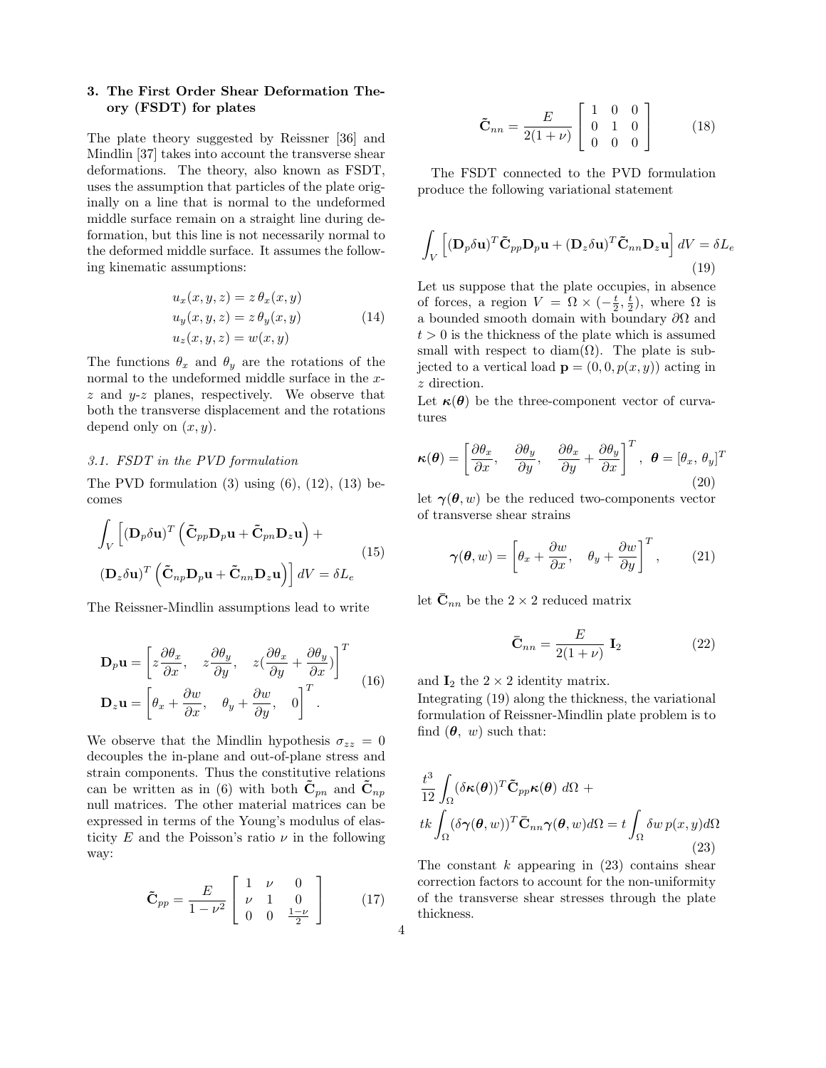## 3. The First Order Shear Deformation Theory (FSDT) for plates

The plate theory suggested by Reissner [36] and Mindlin [37] takes into account the transverse shear deformations. The theory, also known as FSDT, uses the assumption that particles of the plate originally on a line that is normal to the undeformed middle surface remain on a straight line during deformation, but this line is not necessarily normal to the deformed middle surface. It assumes the following kinematic assumptions:

$$
\begin{aligned}
u_x(x,y,z) &= z\,\theta_x(x,y) \\
u_y(x,y,z) &= z\,\theta_y(x,y) \\
u_z(x,y,z) &= w(x,y)
\end{aligned}
\tag{14}
$$

The functions $\theta_x$ and $\theta_y$ are the rotations of the normal to the undeformed middle surface in the $x$-$z$ and $y$-$z$ planes, respectively. We observe that both the transverse displacement and the rotations depend only on $(x, y)$.

### 3.1. FSDT in the PVD formulation

The PVD formulation (3) using (6), (12), (13) becomes

$$
\begin{aligned}
&\int_V \Big[ (\mathbf{D}_p \delta \mathbf{u})^T \left( \tilde{\mathbf{C}}_{pp} \mathbf{D}_p \mathbf{u} + \tilde{\mathbf{C}}_{pn} \mathbf{D}_z \mathbf{u} \right) + \\
&(\mathbf{D}_z \delta \mathbf{u})^T \left( \tilde{\mathbf{C}}_{np} \mathbf{D}_p \mathbf{u} + \tilde{\mathbf{C}}_{nn} \mathbf{D}_z \mathbf{u} \right) \Big] dV = \delta L_e
\end{aligned}
\tag{15}
$$

The Reissner-Mindlin assumptions lead to write

$$
\begin{aligned}
\mathbf{D}_p \mathbf{u} &= \left[ z\frac{\partial \theta_x}{\partial x}, \quad z\frac{\partial \theta_y}{\partial y}, \quad z(\frac{\partial \theta_x}{\partial y} + \frac{\partial \theta_y}{\partial x}) \right]^T \\
\mathbf{D}_z \mathbf{u} &= \left[ \theta_x + \frac{\partial w}{\partial x}, \quad \theta_y + \frac{\partial w}{\partial y}, \quad 0 \right]^T .
\end{aligned}
\tag{16}
$$

We observe that the Mindlin hypothesis $\sigma_{zz} = 0$ decouples the in-plane and out-of-plane stress and strain components. Thus the constitutive relations can be written as in (6) with both $\tilde{\mathbf{C}}_{pn}$ and $\tilde{\mathbf{C}}_{np}$ null matrices. The other material matrices can be expressed in terms of the Young's modulus of elasticity $E$ and the Poisson's ratio $\nu$ in the following way:

$$
\tilde{\mathbf{C}}_{pp} = \frac{E}{1-\nu^2} \begin{bmatrix} 1 & \nu & 0 \\ \nu & 1 & 0 \\ 0 & 0 & \frac{1-\nu}{2} \end{bmatrix}
\tag{17}
$$

$$
\tilde{\mathbf{C}}_{nn} = \frac{E}{2(1+\nu)} \begin{bmatrix} 1 & 0 & 0 \\ 0 & 1 & 0 \\ 0 & 0 & 0 \end{bmatrix}
\tag{18}
$$

The FSDT connected to the PVD formulation produce the following variational statement

$$
\int_V \left[ (\mathbf{D}_p \delta \mathbf{u})^T \tilde{\mathbf{C}}_{pp} \mathbf{D}_p \mathbf{u} + (\mathbf{D}_z \delta \mathbf{u})^T \tilde{\mathbf{C}}_{nn} \mathbf{D}_z \mathbf{u} \right] dV = \delta L_e
\tag{19}
$$

Let us suppose that the plate occupies, in absence of forces, a region $V = \Omega \times (-\frac{t}{2}, \frac{t}{2})$, where $\Omega$ is a bounded smooth domain with boundary $\partial\Omega$ and $t > 0$ is the thickness of the plate which is assumed small with respect to diam$(\Omega)$. The plate is subjected to a vertical load $\mathbf{p} = (0, 0, p(x, y))$ acting in $z$ direction.

Let $\boldsymbol{\kappa}(\boldsymbol{\theta})$ be the three-component vector of curvatures

$$
\boldsymbol{\kappa}(\boldsymbol{\theta}) = \left[ \frac{\partial \theta_x}{\partial x}, \quad \frac{\partial \theta_y}{\partial y}, \quad \frac{\partial \theta_x}{\partial y} + \frac{\partial \theta_y}{\partial x} \right]^T, \ \ \boldsymbol{\theta} = [\theta_x,\ \theta_y]^T
\tag{20}
$$

let $\boldsymbol{\gamma}(\boldsymbol{\theta}, w)$ be the reduced two-components vector of transverse shear strains

$$
\boldsymbol{\gamma}(\boldsymbol{\theta}, w) = \left[ \theta_x + \frac{\partial w}{\partial x}, \quad \theta_y + \frac{\partial w}{\partial y} \right]^T,
\tag{21}
$$

let $\bar{\mathbf{C}}_{nn}$ be the $2 \times 2$ reduced matrix

$$
\bar{\mathbf{C}}_{nn} = \frac{E}{2(1+\nu)}\ \mathbf{I}_2
\tag{22}
$$

and $\mathbf{I}_2$ the $2 \times 2$ identity matrix.

Integrating (19) along the thickness, the variational formulation of Reissner-Mindlin plate problem is to find $(\boldsymbol{\theta},\ w)$ such that:

$$
\begin{aligned}
&\frac{t^3}{12} \int_\Omega (\delta \boldsymbol{\kappa}(\boldsymbol{\theta}))^T \tilde{\mathbf{C}}_{pp} \boldsymbol{\kappa}(\boldsymbol{\theta})\ d\Omega\ + \\
&tk \int_\Omega (\delta \boldsymbol{\gamma}(\boldsymbol{\theta}, w))^T \bar{\mathbf{C}}_{nn} \boldsymbol{\gamma}(\boldsymbol{\theta}, w) d\Omega = t \int_\Omega \delta w\, p(x,y) d\Omega
\end{aligned}
\tag{23}
$$

The constant $k$ appearing in (23) contains shear correction factors to account for the non-uniformity of the transverse shear stresses through the plate thickness.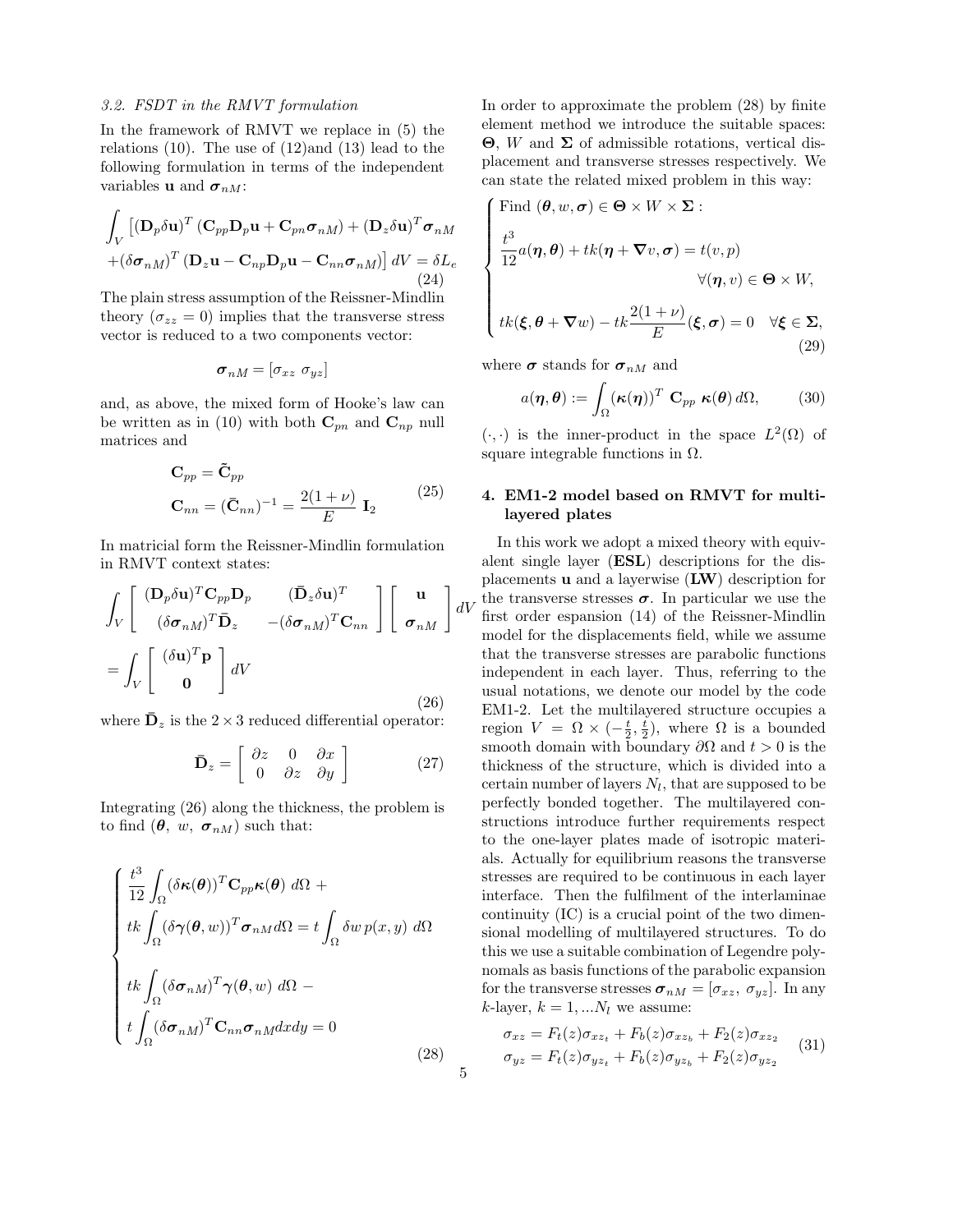### 3.2. FSDT in the RMVT formulation

In the framework of RMVT we replace in (5) the relations (10). The use of (12)and (13) lead to the following formulation in terms of the independent variables $\mathbf{u}$ and $\boldsymbol{\sigma}_{nM}$:

$$
\begin{aligned}
&\int_V \left[ (\mathbf{D}_p \delta \mathbf{u})^T \left( \mathbf{C}_{pp} \mathbf{D}_p \mathbf{u} + \mathbf{C}_{pn} \boldsymbol{\sigma}_{nM} \right) + (\mathbf{D}_z \delta \mathbf{u})^T \boldsymbol{\sigma}_{nM} \right. \\
&\left. + (\delta \boldsymbol{\sigma}_{nM})^T \left( \mathbf{D}_z \mathbf{u} - \mathbf{C}_{np} \mathbf{D}_p \mathbf{u} - \mathbf{C}_{nn} \boldsymbol{\sigma}_{nM} \right) \right] dV = \delta L_e
\end{aligned}
\tag{24}
$$

The plain stress assumption of the Reissner-Mindlin theory ($\sigma_{zz} = 0$) implies that the transverse stress vector is reduced to a two components vector:

$$
\boldsymbol{\sigma}_{nM} = [\sigma_{xz} \ \sigma_{yz}]
$$

and, as above, the mixed form of Hooke's law can be written as in (10) with both $\mathbf{C}_{pn}$ and $\mathbf{C}_{np}$ null matrices and

$$
\begin{aligned}
\mathbf{C}_{pp} &= \tilde{\mathbf{C}}_{pp} \\
\mathbf{C}_{nn} &= (\bar{\mathbf{C}}_{nn})^{-1} = \frac{2(1+\nu)}{E} \ \mathbf{I}_2
\end{aligned}
\tag{25}
$$

In matricial form the Reissner-Mindlin formulation in RMVT context states:

$$
\begin{aligned}
&\int_V \left[ \begin{array}{cc} (\mathbf{D}_p \delta \mathbf{u})^T \mathbf{C}_{pp} \mathbf{D}_p & (\bar{\mathbf{D}}_z \delta \mathbf{u})^T \\ (\delta \boldsymbol{\sigma}_{nM})^T \bar{\mathbf{D}}_z & -(\delta \boldsymbol{\sigma}_{nM})^T \mathbf{C}_{nn} \end{array} \right] \left[ \begin{array}{c} \mathbf{u} \\ \boldsymbol{\sigma}_{nM} \end{array} \right] dV \\
&= \int_V \left[ \begin{array}{c} (\delta \mathbf{u})^T \mathbf{p} \\ \mathbf{0} \end{array} \right] dV
\end{aligned}
\tag{26}
$$

where $\bar{\mathbf{D}}_z$ is the $2 \times 3$ reduced differential operator:

$$
\bar{\mathbf{D}}_z = \left[ \begin{array}{ccc} \partial z & 0 & \partial x \\ 0 & \partial z & \partial y \end{array} \right]
\tag{27}
$$

Integrating (26) along the thickness, the problem is to find ($\boldsymbol{\theta}$, $w$, $\boldsymbol{\sigma}_{nM}$) such that:

$$
\left\{
\begin{array}{l}
\dfrac{t^3}{12} \displaystyle\int_\Omega (\delta \boldsymbol{\kappa}(\boldsymbol{\theta}))^T \mathbf{C}_{pp} \boldsymbol{\kappa}(\boldsymbol{\theta}) \ d\Omega \ + \\
tk \displaystyle\int_\Omega (\delta \boldsymbol{\gamma}(\boldsymbol{\theta}, w))^T \boldsymbol{\sigma}_{nM} d\Omega = t \int_\Omega \delta w \, p(x,y) \ d\Omega \\
\\
tk \displaystyle\int_\Omega (\delta \boldsymbol{\sigma}_{nM})^T \boldsymbol{\gamma}(\boldsymbol{\theta}, w) \ d\Omega \ - \\
t \displaystyle\int_\Omega (\delta \boldsymbol{\sigma}_{nM})^T \mathbf{C}_{nn} \boldsymbol{\sigma}_{nM} dx dy = 0
\end{array}
\right.
\tag{28}
$$

In order to approximate the problem (28) by finite element method we introduce the suitable spaces: $\boldsymbol{\Theta}$, $W$ and $\boldsymbol{\Sigma}$ of admissible rotations, vertical displacement and transverse stresses respectively. We can state the related mixed problem in this way:

$$
\left\{
\begin{array}{l}
\text{Find } (\boldsymbol{\theta}, w, \boldsymbol{\sigma}) \in \boldsymbol{\Theta} \times W \times \boldsymbol{\Sigma} : \\
\\
\dfrac{t^3}{12} a(\boldsymbol{\eta}, \boldsymbol{\theta}) + tk(\boldsymbol{\eta} + \boldsymbol{\nabla} v, \boldsymbol{\sigma}) = t(v, p) \\
\qquad \qquad \qquad \qquad \qquad \forall (\boldsymbol{\eta}, v) \in \boldsymbol{\Theta} \times W, \\
\\
tk(\boldsymbol{\xi}, \boldsymbol{\theta} + \boldsymbol{\nabla} w) - tk \dfrac{2(1+\nu)}{E} (\boldsymbol{\xi}, \boldsymbol{\sigma}) = 0 \quad \forall \boldsymbol{\xi} \in \boldsymbol{\Sigma},
\end{array}
\right.
\tag{29}
$$

where $\boldsymbol{\sigma}$ stands for $\boldsymbol{\sigma}_{nM}$ and

$$
a(\boldsymbol{\eta}, \boldsymbol{\theta}) := \int_\Omega (\boldsymbol{\kappa}(\boldsymbol{\eta}))^T \ \mathbf{C}_{pp} \ \boldsymbol{\kappa}(\boldsymbol{\theta}) \, d\Omega,
\tag{30}
$$

$(\cdot, \cdot)$ is the inner-product in the space $L^2(\Omega)$ of square integrable functions in $\Omega$.

## 4. EM1-2 model based on RMVT for multilayered plates

In this work we adopt a mixed theory with equivalent single layer (**ESL**) descriptions for the displacements $\mathbf{u}$ and a layerwise (**LW**) description for the transverse stresses $\boldsymbol{\sigma}$. In particular we use the first order espansion (14) of the Reissner-Mindlin model for the displacements field, while we assume that the transverse stresses are parabolic functions independent in each layer. Thus, referring to the usual notations, we denote our model by the code EM1-2. Let the multilayered structure occupies a region $V = \Omega \times (-\frac{t}{2}, \frac{t}{2})$, where $\Omega$ is a bounded smooth domain with boundary $\partial\Omega$ and $t > 0$ is the thickness of the structure, which is divided into a certain number of layers $N_l$, that are supposed to be perfectly bonded together. The multilayered constructions introduce further requirements respect to the one-layer plates made of isotropic materials. Actually for equilibrium reasons the transverse stresses are required to be continuous in each layer interface. Then the fulfilment of the interlaminae continuity (IC) is a crucial point of the two dimensional modelling of multilayered structures. To do this we use a suitable combination of Legendre polynomals as basis functions of the parabolic expansion for the transverse stresses $\boldsymbol{\sigma}_{nM} = [\sigma_{xz}, \ \sigma_{yz}]$. In any $k$-layer, $k = 1, ...N_l$ we assume:

$$
\begin{aligned}
\sigma_{xz} &= F_t(z) \sigma_{xz_t} + F_b(z) \sigma_{xz_b} + F_2(z) \sigma_{xz_2} \\
\sigma_{yz} &= F_t(z) \sigma_{yz_t} + F_b(z) \sigma_{yz_b} + F_2(z) \sigma_{yz_2}
\end{aligned}
\tag{31}
$$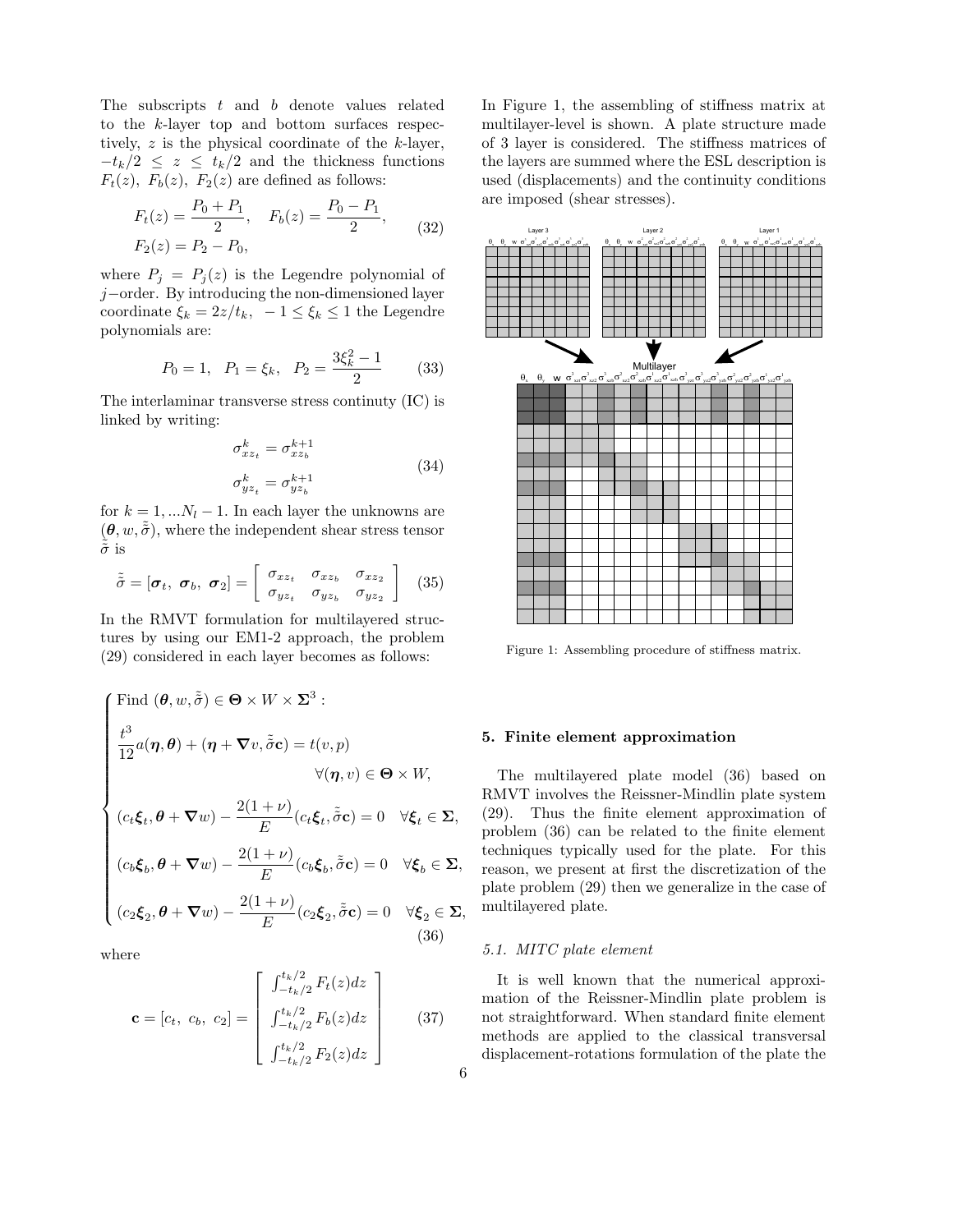The subscripts $t$ and $b$ denote values related to the $k$-layer top and bottom surfaces respectively, $z$ is the physical coordinate of the $k$-layer, $-t_k/2 \le z \le t_k/2$ and the thickness functions $F_t(z)$, $F_b(z)$, $F_2(z)$ are defined as follows:

$$
\begin{aligned}
F_t(z) &= \frac{P_0 + P_1}{2}, \quad F_b(z) = \frac{P_0 - P_1}{2}, \\
F_2(z) &= P_2 - P_0,
\end{aligned}
\tag{32}
$$

where $P_j = P_j(z)$ is the Legendre polynomial of $j-$order. By introducing the non-dimensioned layer coordinate $\xi_k = 2z/t_k, \; -1 \le \xi_k \le 1$ the Legendre polynomials are:

$$
P_0 = 1, \quad P_1 = \xi_k, \quad P_2 = \frac{3\xi_k^2 - 1}{2} \tag{33}
$$

The interlaminar transverse stress continuty (IC) is linked by writing:

$$
\begin{aligned}
\sigma^k_{xz_t} &= \sigma^{k+1}_{xz_b} \\
\sigma^k_{yz_t} &= \sigma^{k+1}_{yz_b}
\end{aligned}
\tag{34}
$$

for $k = 1, \ldots N_l - 1$. In each layer the unknowns are $(\boldsymbol{\theta}, w, \tilde{\tilde{\sigma}})$, where the independent shear stress tensor $\tilde{\tilde{\sigma}}$ is

$$
\tilde{\tilde{\sigma}} = [\boldsymbol{\sigma}_t, \; \boldsymbol{\sigma}_b, \; \boldsymbol{\sigma}_2] = \begin{bmatrix} \sigma_{xz_t} & \sigma_{xz_b} & \sigma_{xz_2} \\ \sigma_{yz_t} & \sigma_{yz_b} & \sigma_{yz_2} \end{bmatrix} \tag{35}
$$

In the RMVT formulation for multilayered structures by using our EM1-2 approach, the problem (29) considered in each layer becomes as follows:

$$
\begin{cases}
\text{Find } (\boldsymbol{\theta}, w, \tilde{\tilde{\sigma}}) \in \boldsymbol{\Theta} \times W \times \boldsymbol{\Sigma}^3 : \\[2mm]
\dfrac{t^3}{12} a(\boldsymbol{\eta}, \boldsymbol{\theta}) + (\boldsymbol{\eta} + \boldsymbol{\nabla} v, \tilde{\tilde{\sigma}} \mathbf{c}) = t(v, p) \\
\hfill \forall (\boldsymbol{\eta}, v) \in \boldsymbol{\Theta} \times W, \\[2mm]
(c_t \boldsymbol{\xi}_t, \boldsymbol{\theta} + \boldsymbol{\nabla} w) - \dfrac{2(1+\nu)}{E} (c_t \boldsymbol{\xi}_t, \tilde{\tilde{\sigma}} \mathbf{c}) = 0 \quad \forall \boldsymbol{\xi}_t \in \boldsymbol{\Sigma}, \\[2mm]
(c_b \boldsymbol{\xi}_b, \boldsymbol{\theta} + \boldsymbol{\nabla} w) - \dfrac{2(1+\nu)}{E} (c_b \boldsymbol{\xi}_b, \tilde{\tilde{\sigma}} \mathbf{c}) = 0 \quad \forall \boldsymbol{\xi}_b \in \boldsymbol{\Sigma}, \\[2mm]
(c_2 \boldsymbol{\xi}_2, \boldsymbol{\theta} + \boldsymbol{\nabla} w) - \dfrac{2(1+\nu)}{E} (c_2 \boldsymbol{\xi}_2, \tilde{\tilde{\sigma}} \mathbf{c}) = 0 \quad \forall \boldsymbol{\xi}_2 \in \boldsymbol{\Sigma},
\end{cases}
\tag{36}
$$

where

$$
\mathbf{c} = [c_t, \; c_b, \; c_2] = \begin{bmatrix} \int_{-t_k/2}^{t_k/2} F_t(z) dz \\ \int_{-t_k/2}^{t_k/2} F_b(z) dz \\ \int_{-t_k/2}^{t_k/2} F_2(z) dz \end{bmatrix} \tag{37}
$$

In Figure 1, the assembling of stiffness matrix at multilayer-level is shown. A plate structure made of 3 layer is considered. The stiffness matrices of the layers are summed where the ESL description is used (displacements) and the continuity conditions are imposed (shear stresses).

Figure 1: Assembling procedure of stiffness matrix.

## 5. Finite element approximation

The multilayered plate model (36) based on RMVT involves the Reissner-Mindlin plate system (29). Thus the finite element approximation of problem (36) can be related to the finite element techniques typically used for the plate. For this reason, we present at first the discretization of the plate problem (29) then we generalize in the case of multilayered plate.

### 5.1. MITC plate element

It is well known that the numerical approximation of the Reissner-Mindlin plate problem is not straightforward. When standard finite element methods are applied to the classical transversal displacement-rotations formulation of the plate the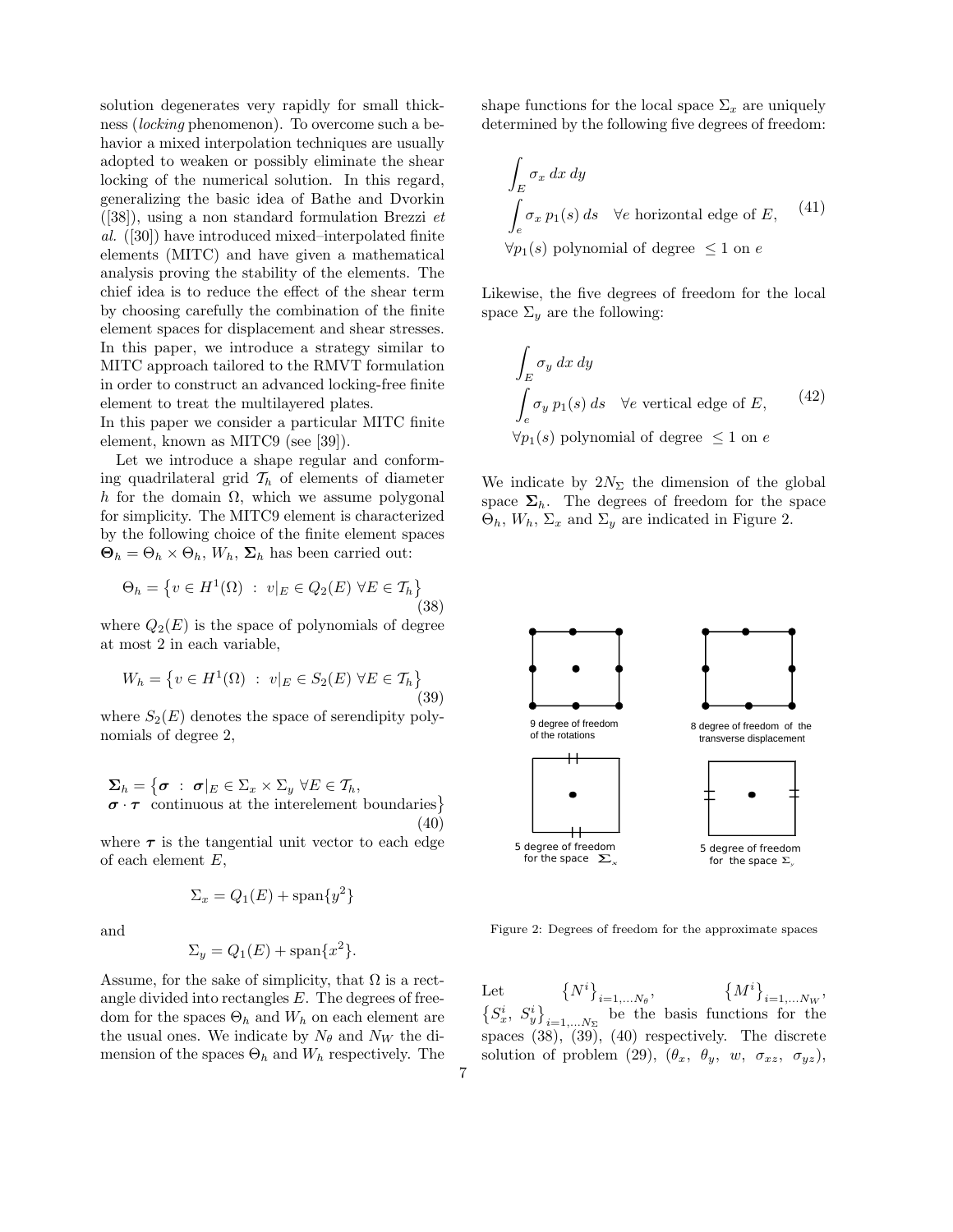solution degenerates very rapidly for small thickness (*locking* phenomenon). To overcome such a behavior a mixed interpolation techniques are usually adopted to weaken or possibly eliminate the shear locking of the numerical solution. In this regard, generalizing the basic idea of Bathe and Dvorkin ([38]), using a non standard formulation Brezzi *et al.* ([30]) have introduced mixed–interpolated finite elements (MITC) and have given a mathematical analysis proving the stability of the elements. The chief idea is to reduce the effect of the shear term by choosing carefully the combination of the finite element spaces for displacement and shear stresses. In this paper, we introduce a strategy similar to MITC approach tailored to the RMVT formulation in order to construct an advanced locking-free finite element to treat the multilayered plates.
In this paper we consider a particular MITC finite element, known as MITC9 (see [39]).

Let we introduce a shape regular and conforming quadrilateral grid $\mathcal{T}_h$ of elements of diameter $h$ for the domain $\Omega$, which we assume polygonal for simplicity. The MITC9 element is characterized by the following choice of the finite element spaces $\boldsymbol{\Theta}_h = \Theta_h \times \Theta_h$, $W_h$, $\boldsymbol{\Sigma}_h$ has been carried out:

$$\Theta_h = \left\{ v \in H^1(\Omega) \ : \ v|_E \in Q_2(E) \ \forall E \in \mathcal{T}_h \right\} \tag{38}$$

where $Q_2(E)$ is the space of polynomials of degree at most 2 in each variable,

$$W_h = \left\{ v \in H^1(\Omega) \ : \ v|_E \in S_2(E) \ \forall E \in \mathcal{T}_h \right\} \tag{39}$$

where $S_2(E)$ denotes the space of serendipity polynomials of degree 2,

$$\begin{aligned} \boldsymbol{\Sigma}_h = \big\{ \boldsymbol{\sigma} \ : \ \boldsymbol{\sigma}|_E \in \Sigma_x \times \Sigma_y \ \forall E \in \mathcal{T}_h, \\ \boldsymbol{\sigma} \cdot \boldsymbol{\tau} \ \text{ continuous at the interelement boundaries} \big\} \end{aligned} \tag{40}$$

where $\boldsymbol{\tau}$ is the tangential unit vector to each edge of each element $E$,

$$\Sigma_x = Q_1(E) + \text{span}\{y^2\}$$

and

$$\Sigma_y = Q_1(E) + \text{span}\{x^2\}.$$

Assume, for the sake of simplicity, that $\Omega$ is a rectangle divided into rectangles $E$. The degrees of freedom for the spaces $\Theta_h$ and $W_h$ on each element are the usual ones. We indicate by $N_\theta$ and $N_W$ the dimension of the spaces $\Theta_h$ and $W_h$ respectively. The shape functions for the local space $\Sigma_x$ are uniquely determined by the following five degrees of freedom:

$$\begin{aligned} &\int_E \sigma_x \, dx \, dy \\ &\int_e \sigma_x \, p_1(s) \, ds \quad \forall e \text{ horizontal edge of } E, \\ &\forall p_1(s) \text{ polynomial of degree } \leq 1 \text{ on } e \end{aligned} \tag{41}$$

Likewise, the five degrees of freedom for the local space $\Sigma_y$ are the following:

$$\begin{aligned} &\int_E \sigma_y \, dx \, dy \\ &\int_e \sigma_y \, p_1(s) \, ds \quad \forall e \text{ vertical edge of } E, \\ &\forall p_1(s) \text{ polynomial of degree } \leq 1 \text{ on } e \end{aligned} \tag{42}$$

We indicate by $2N_\Sigma$ the dimension of the global space $\boldsymbol{\Sigma}_h$. The degrees of freedom for the space $\Theta_h$, $W_h$, $\Sigma_x$ and $\Sigma_y$ are indicated in Figure 2.

9 degree of freedom of the rotations

8 degree of freedom of the transverse displacement

5 degree of freedom for the space $\Sigma_x$

5 degree of freedom for the space $\Sigma_y$

Figure 2: Degrees of freedom for the approximate spaces

Let $\left\{N^i\right\}_{i=1,\dots N_\theta}$, $\left\{M^i\right\}_{i=1,\dots N_W}$, $\left\{S_x^i, \ S_y^i\right\}_{i=1,\dots N_\Sigma}$ be the basis functions for the spaces (38), (39), (40) respectively. The discrete solution of problem (29), $(\theta_x, \ \theta_y, \ w, \ \sigma_{xz}, \ \sigma_{yz})$,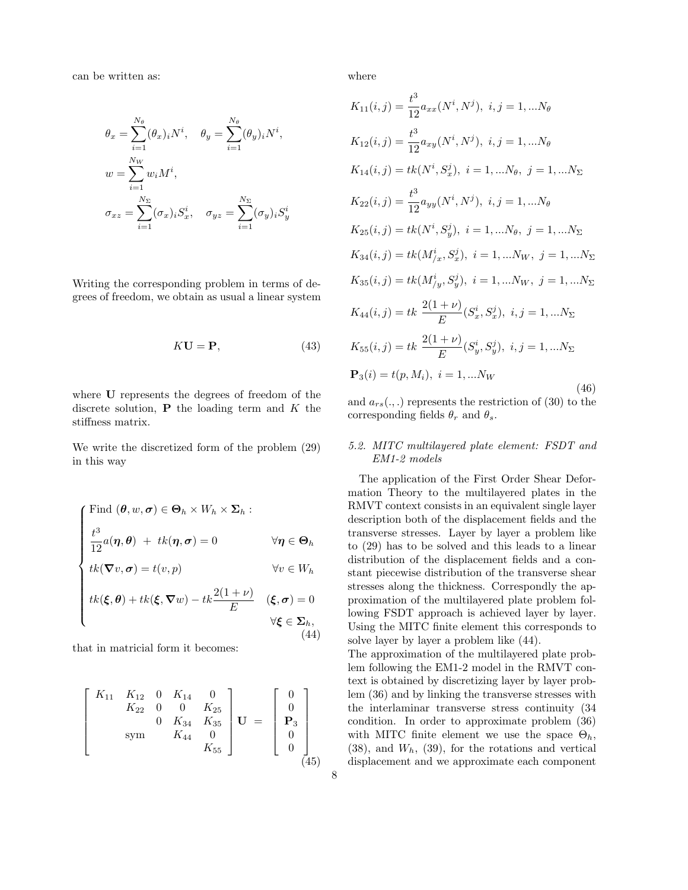can be written as:

$$
\begin{aligned}
\theta_x &= \sum_{i=1}^{N_\theta} (\theta_x)_i N^i, \quad \theta_y = \sum_{i=1}^{N_\theta} (\theta_y)_i N^i, \\
w &= \sum_{i=1}^{N_W} w_i M^i, \\
\sigma_{xz} &= \sum_{i=1}^{N_\Sigma} (\sigma_x)_i S_x^i, \quad \sigma_{yz} = \sum_{i=1}^{N_\Sigma} (\sigma_y)_i S_y^i
\end{aligned}
$$

Writing the corresponding problem in terms of degrees of freedom, we obtain as usual a linear system

$$
K\mathbf{U} = \mathbf{P}, \tag{43}
$$

where $\mathbf{U}$ represents the degrees of freedom of the discrete solution, $\mathbf{P}$ the loading term and $K$ the stiffness matrix.

We write the discretized form of the problem (29) in this way

$$
\begin{cases}
\text{Find } (\boldsymbol{\theta}, w, \boldsymbol{\sigma}) \in \boldsymbol{\Theta}_h \times W_h \times \boldsymbol{\Sigma}_h : \\
\dfrac{t^3}{12} a(\boldsymbol{\eta}, \boldsymbol{\theta}) \; + \; tk(\boldsymbol{\eta}, \boldsymbol{\sigma}) = 0 & \forall \boldsymbol{\eta} \in \boldsymbol{\Theta}_h \\
tk(\boldsymbol{\nabla} v, \boldsymbol{\sigma}) = t(v, p) & \forall v \in W_h \\
tk(\boldsymbol{\xi}, \boldsymbol{\theta}) + tk(\boldsymbol{\xi}, \boldsymbol{\nabla} w) - tk\dfrac{2(1+\nu)}{E} & (\boldsymbol{\xi}, \boldsymbol{\sigma}) = 0 \\
 & \forall \boldsymbol{\xi} \in \boldsymbol{\Sigma}_h,
\end{cases} \tag{44}
$$

that in matricial form it becomes:

$$
\begin{bmatrix}
K_{11} & K_{12} & 0 & K_{14} & 0 \\
 & K_{22} & 0 & 0 & K_{25} \\
 & & 0 & K_{34} & K_{35} \\
 & \text{sym} & & K_{44} & 0 \\
 & & & & K_{55}
\end{bmatrix}
\mathbf{U} \; = \;
\begin{bmatrix}
0 \\ 0 \\ \mathbf{P}_3 \\ 0 \\ 0
\end{bmatrix} \tag{45}
$$

where

$$
\begin{aligned}
& K_{11}(i,j) = \frac{t^3}{12} a_{xx}(N^i, N^j), \; i,j = 1, ... N_\theta \\
& K_{12}(i,j) = \frac{t^3}{12} a_{xy}(N^i, N^j), \; i,j = 1, ... N_\theta \\
& K_{14}(i,j) = tk(N^i, S_x^j), \; i = 1, ... N_\theta, \; j = 1, ... N_\Sigma \\
& K_{22}(i,j) = \frac{t^3}{12} a_{yy}(N^i, N^j), \; i,j = 1, ... N_\theta \\
& K_{25}(i,j) = tk(N^i, S_y^j), \; i = 1, ... N_\theta, \; j = 1, ... N_\Sigma \\
& K_{34}(i,j) = tk(M_{/x}^i, S_x^j), \; i = 1, ... N_W, \; j = 1, ... N_\Sigma \\
& K_{35}(i,j) = tk(M_{/y}^i, S_y^j), \; i = 1, ... N_W, \; j = 1, ... N_\Sigma \\
& K_{44}(i,j) = tk \; \frac{2(1+\nu)}{E} (S_x^i, S_x^j), \; i,j = 1, ... N_\Sigma \\
& K_{55}(i,j) = tk \; \frac{2(1+\nu)}{E} (S_y^i, S_y^j), \; i,j = 1, ... N_\Sigma \\
& \mathbf{P}_3(i) = t(p, M_i), \; i = 1, ... N_W
\end{aligned} \tag{46}
$$

and $a_{rs}(.,.)$ represents the restriction of (30) to the corresponding fields $\theta_r$ and $\theta_s$.

### 5.2. MITC multilayered plate element: FSDT and EM1-2 models

The application of the First Order Shear Deformation Theory to the multilayered plates in the RMVT context consists in an equivalent single layer description both of the displacement fields and the transverse stresses. Layer by layer a problem like to (29) has to be solved and this leads to a linear distribution of the displacement fields and a constant piecewise distribution of the transverse shear stresses along the thickness. Correspondly the approximation of the multilayered plate problem following FSDT approach is achieved layer by layer. Using the MITC finite element this corresponds to solve layer by layer a problem like (44).

The approximation of the multilayered plate problem following the EM1-2 model in the RMVT context is obtained by discretizing layer by layer problem (36) and by linking the transverse stresses with the interlaminar transverse stress continuity (34 condition. In order to approximate problem (36) with MITC finite element we use the space $\Theta_h$, (38), and $W_h$, (39), for the rotations and vertical displacement and we approximate each component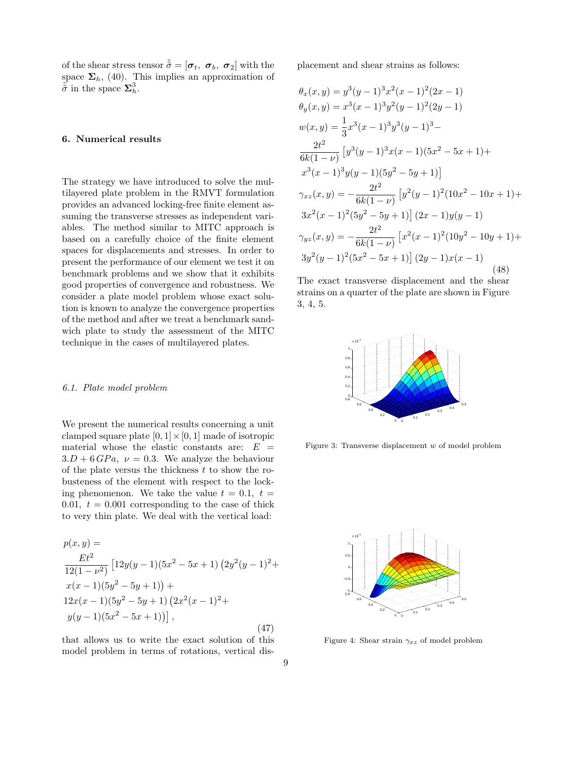of the shear stress tensor $\tilde{\tilde{\sigma}} = [\boldsymbol{\sigma}_t,\ \boldsymbol{\sigma}_b,\ \boldsymbol{\sigma}_2]$ with the space $\boldsymbol{\Sigma}_h$, (40). This implies an approximation of $\tilde{\tilde{\sigma}}$ in the space $\boldsymbol{\Sigma}_h^3$.

## 6. Numerical results

The strategy we have introduced to solve the multilayered plate problem in the RMVT formulation provides an advanced locking-free finite element assuming the transverse stresses as independent variables. The method similar to MITC approach is based on a carefully choice of the finite element spaces for displacements and stresses. In order to present the performance of our element we test it on benchmark problems and we show that it exhibits good properties of convergence and robustness. We consider a plate model problem whose exact solution is known to analyze the convergence properties of the method and after we treat a benchmark sandwich plate to study the assessment of the MITC technique in the cases of multilayered plates.

### 6.1. Plate model problem

We present the numerical results concerning a unit clamped square plate $[0,1]\times[0,1]$ made of isotropic material whose the elastic constants are: $E = 3.D + 6\,GPa,\ \nu = 0.3$. We analyze the behaviour of the plate versus the thickness $t$ to show the robusteness of the element with respect to the locking phenomenon. We take the value $t = 0.1,\ t = 0.01,\ t = 0.001$ corresponding to the case of thick to very thin plate. We deal with the vertical load:

$$
\begin{aligned}
&p(x,y) = \\
&\frac{Et^2}{12(1-\nu^2)}\left[12y(y-1)(5x^2-5x+1)\left(2y^2(y-1)^2+\right.\right.\\
&\left.x(x-1)(5y^2-5y+1)\right)+\\
&12x(x-1)(5y^2-5y+1)\left(2x^2(x-1)^2+\right.\\
&\left.\left.y(y-1)(5x^2-5x+1)\right)\right],
\end{aligned}
\tag{47}
$$

that allows us to write the exact solution of this model problem in terms of rotations, vertical displacement and shear strains as follows:

$$
\begin{aligned}
&\theta_x(x,y) = y^3(y-1)^3x^2(x-1)^2(2x-1)\\
&\theta_y(x,y) = x^3(x-1)^3y^2(y-1)^2(2y-1)\\
&w(x,y) = \frac{1}{3}x^3(x-1)^3y^3(y-1)^3-\\
&\frac{2t^2}{6k(1-\nu)}\left[y^3(y-1)^3x(x-1)(5x^2-5x+1)+\right.\\
&\left.x^3(x-1)^3y(y-1)(5y^2-5y+1)\right]\\
&\gamma_{xz}(x,y) = -\frac{2t^2}{6k(1-\nu)}\left[y^2(y-1)^2(10x^2-10x+1)+\right.\\
&\left.3x^2(x-1)^2(5y^2-5y+1)\right](2x-1)y(y-1)\\
&\gamma_{yz}(x,y) = -\frac{2t^2}{6k(1-\nu)}\left[x^2(x-1)^2(10y^2-10y+1)+\right.\\
&\left.3y^2(y-1)^2(5x^2-5x+1)\right](2y-1)x(x-1)
\end{aligned}
\tag{48}
$$

The exact transverse displacement and the shear strains on a quarter of the plate are shown in Figure 3, 4, 5.

Figure 3: Transverse displacement $w$ of model problem

Figure 4: Shear strain $\gamma_{xz}$ of model problem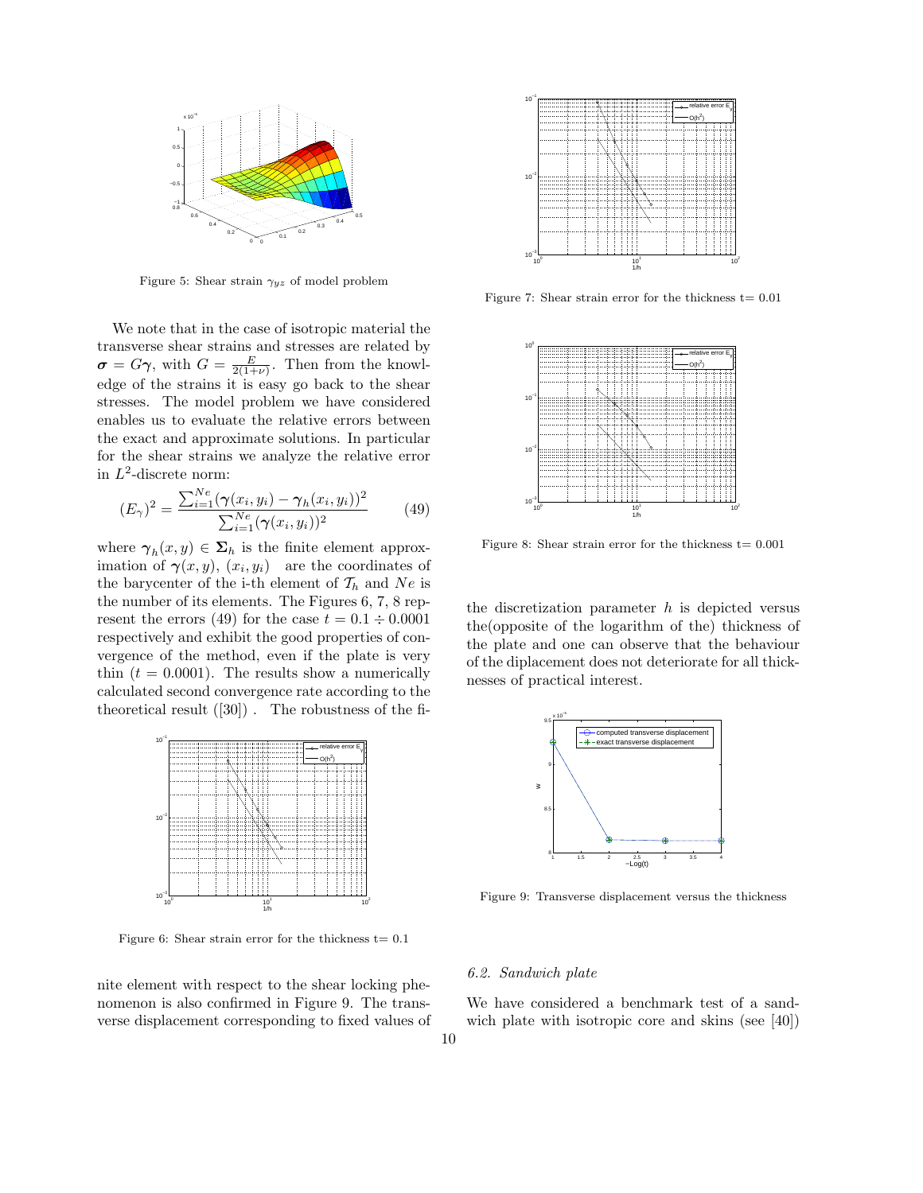Figure 5: Shear strain $\gamma_{yz}$ of model problem

We note that in the case of isotropic material the transverse shear strains and stresses are related by $\boldsymbol{\sigma} = G\boldsymbol{\gamma}$, with $G = \frac{E}{2(1+\nu)}$. Then from the knowledge of the strains it is easy go back to the shear stresses. The model problem we have considered enables us to evaluate the relative errors between the exact and approximate solutions. In particular for the shear strains we analyze the relative error in $L^2$-discrete norm:

$$(E_\gamma)^2 = \frac{\sum_{i=1}^{Ne}(\boldsymbol{\gamma}(x_i, y_i) - \boldsymbol{\gamma}_h(x_i, y_i))^2}{\sum_{i=1}^{Ne}(\boldsymbol{\gamma}(x_i, y_i))^2} \tag{49}$$

where $\boldsymbol{\gamma}_h(x, y) \in \boldsymbol{\Sigma}_h$ is the finite element approximation of $\boldsymbol{\gamma}(x, y)$, $(x_i, y_i)$ are the coordinates of the barycenter of the i-th element of $\mathcal{T}_h$ and $Ne$ is the number of its elements. The Figures 6, 7, 8 represent the errors (49) for the case $t = 0.1 \div 0.0001$ respectively and exhibit the good properties of convergence of the method, even if the plate is very thin ($t = 0.0001$). The results show a numerically calculated second convergence rate according to the theoretical result ([30]) . The robustness of the finite element with respect to the shear locking phenomenon is also confirmed in Figure 9. The transverse displacement corresponding to fixed values of the discretization parameter $h$ is depicted versus the(opposite of the logarithm of the) thickness of the plate and one can observe that the behaviour of the diplacement does not deteriorate for all thicknesses of practical interest.

Figure 6: Shear strain error for the thickness t= 0.1

Figure 7: Shear strain error for the thickness t= 0.01

Figure 8: Shear strain error for the thickness t= 0.001

Figure 9: Transverse displacement versus the thickness

### 6.2. Sandwich plate

We have considered a benchmark test of a sandwich plate with isotropic core and skins (see [40])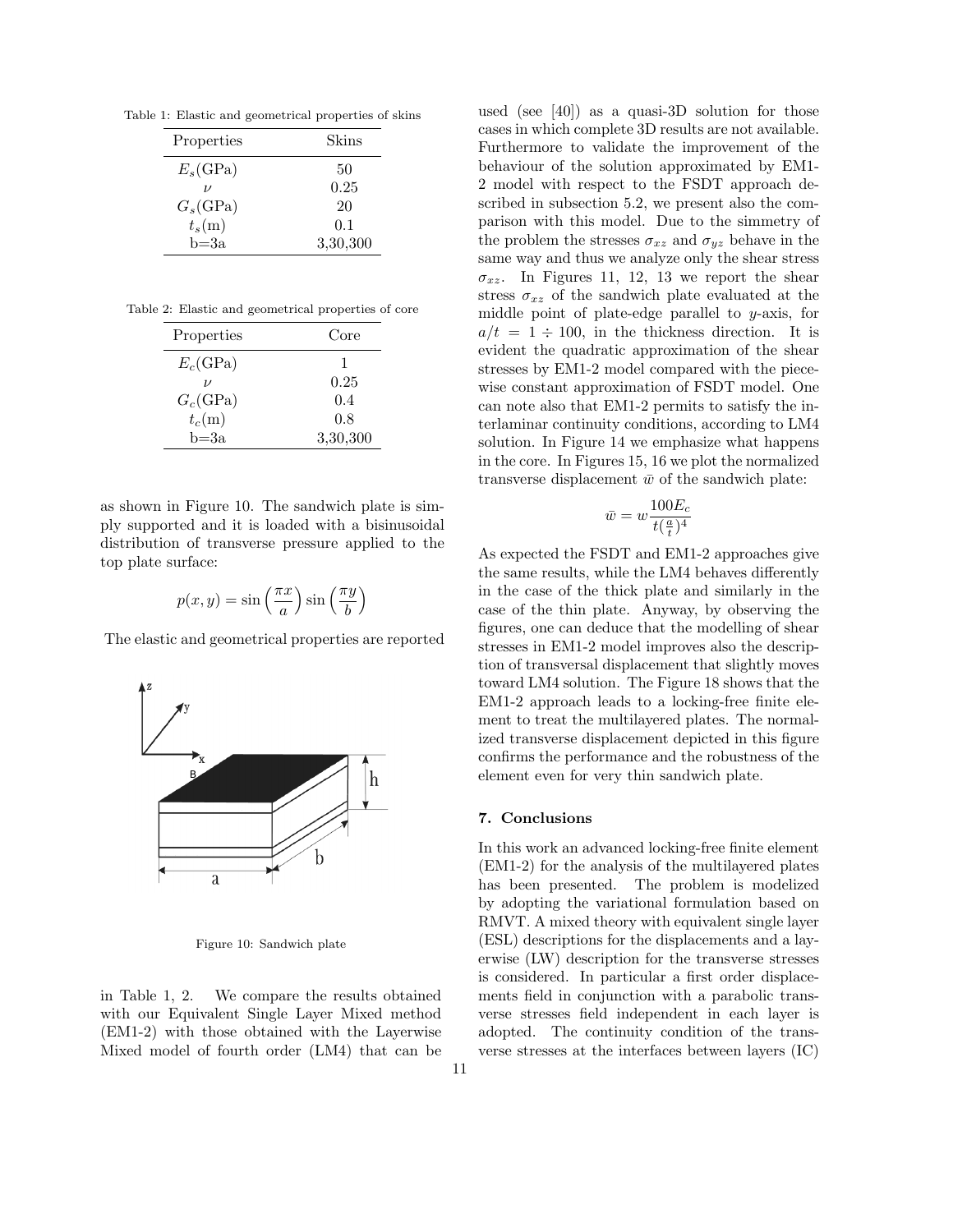Table 1: Elastic and geometrical properties of skins

| Properties | Skins |
|---|---|
| $E_s$(GPa) | 50 |
| $\nu$ | 0.25 |
| $G_s$(GPa) | 20 |
| $t_s$(m) | 0.1 |
| b=3a | 3,30,300 |

Table 2: Elastic and geometrical properties of core

| Properties | Core |
|---|---|
| $E_c$(GPa) | 1 |
| $\nu$ | 0.25 |
| $G_c$(GPa) | 0.4 |
| $t_c$(m) | 0.8 |
| b=3a | 3,30,300 |

as shown in Figure 10. The sandwich plate is simply supported and it is loaded with a bisinusoidal distribution of transverse pressure applied to the top plate surface:

$$p(x, y) = \sin\left(\frac{\pi x}{a}\right)\sin\left(\frac{\pi y}{b}\right)$$

The elastic and geometrical properties are reported

Figure 10: Sandwich plate

in Table 1, 2. We compare the results obtained with our Equivalent Single Layer Mixed method (EM1-2) with those obtained with the Layerwise Mixed model of fourth order (LM4) that can be used (see [40]) as a quasi-3D solution for those cases in which complete 3D results are not available. Furthermore to validate the improvement of the behaviour of the solution approximated by EM1-2 model with respect to the FSDT approach described in subsection 5.2, we present also the comparison with this model. Due to the simmetry of the problem the stresses $\sigma_{xz}$ and $\sigma_{yz}$ behave in the same way and thus we analyze only the shear stress $\sigma_{xz}$. In Figures 11, 12, 13 we report the shear stress $\sigma_{xz}$ of the sandwich plate evaluated at the middle point of plate-edge parallel to $y$-axis, for $a/t = 1 \div 100$, in the thickness direction. It is evident the quadratic approximation of the shear stresses by EM1-2 model compared with the piecewise constant approximation of FSDT model. One can note also that EM1-2 permits to satisfy the interlaminar continuity conditions, according to LM4 solution. In Figure 14 we emphasize what happens in the core. In Figures 15, 16 we plot the normalized transverse displacement $\bar{w}$ of the sandwich plate:

$$\bar{w} = w\frac{100E_c}{t(\frac{a}{t})^4}$$

As expected the FSDT and EM1-2 approaches give the same results, while the LM4 behaves differently in the case of the thick plate and similarly in the case of the thin plate. Anyway, by observing the figures, one can deduce that the modelling of shear stresses in EM1-2 model improves also the description of transversal displacement that slightly moves toward LM4 solution. The Figure 18 shows that the EM1-2 approach leads to a locking-free finite element to treat the multilayered plates. The normalized transverse displacement depicted in this figure confirms the performance and the robustness of the element even for very thin sandwich plate.

## 7. Conclusions

In this work an advanced locking-free finite element (EM1-2) for the analysis of the multilayered plates has been presented. The problem is modelized by adopting the variational formulation based on RMVT. A mixed theory with equivalent single layer (ESL) descriptions for the displacements and a layerwise (LW) description for the transverse stresses is considered. In particular a first order displacements field in conjunction with a parabolic transverse stresses field independent in each layer is adopted. The continuity condition of the transverse stresses at the interfaces between layers (IC)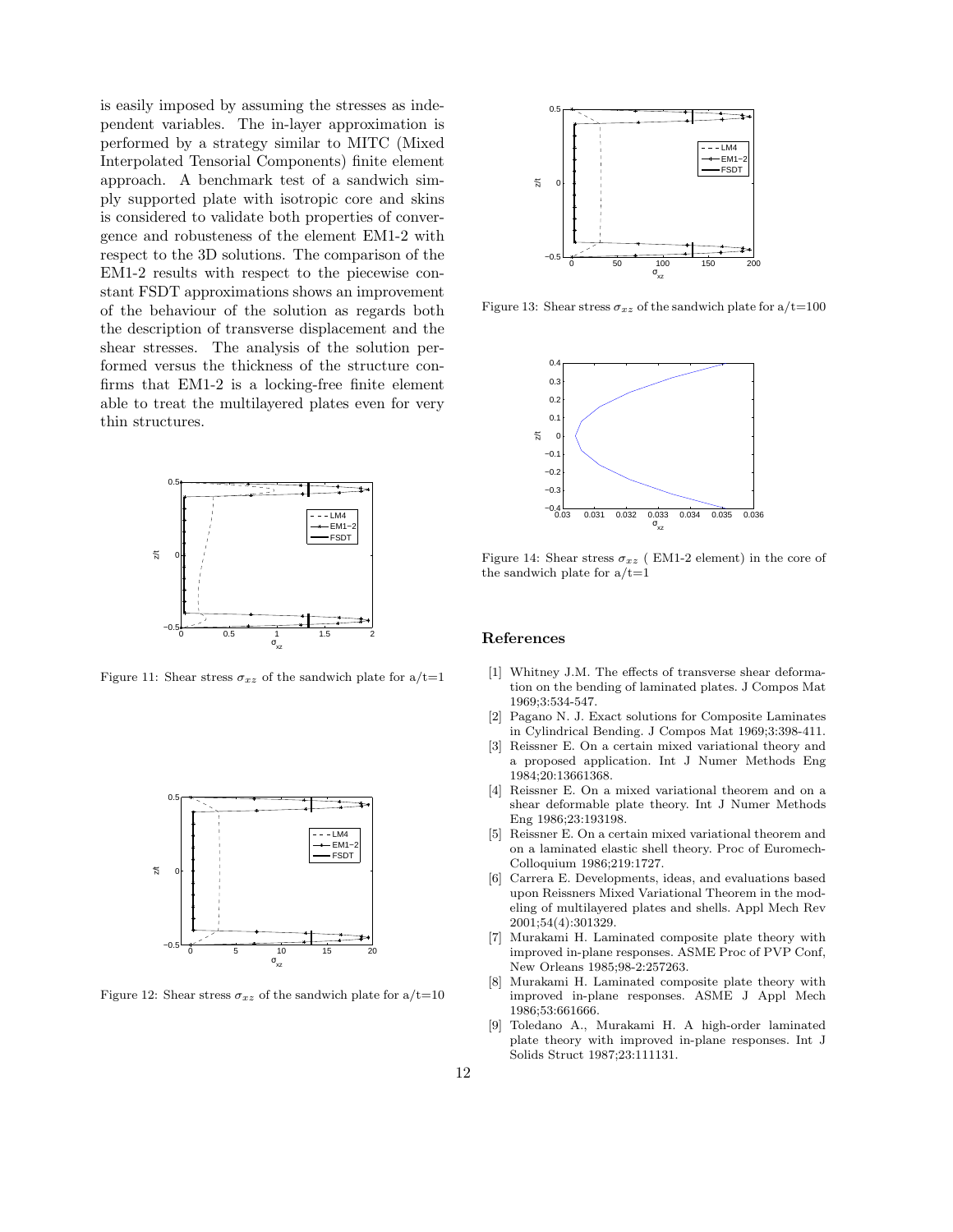is easily imposed by assuming the stresses as independent variables. The in-layer approximation is performed by a strategy similar to MITC (Mixed Interpolated Tensorial Components) finite element approach. A benchmark test of a sandwich simply supported plate with isotropic core and skins is considered to validate both properties of convergence and robusteness of the element EM1-2 with respect to the 3D solutions. The comparison of the EM1-2 results with respect to the piecewise constant FSDT approximations shows an improvement of the behaviour of the solution as regards both the description of transverse displacement and the shear stresses. The analysis of the solution performed versus the thickness of the structure confirms that EM1-2 is a locking-free finite element able to treat the multilayered plates even for very thin structures.

Figure 11: Shear stress $\sigma_{xz}$ of the sandwich plate for a/t=1

Figure 12: Shear stress $\sigma_{xz}$ of the sandwich plate for a/t=10

Figure 13: Shear stress $\sigma_{xz}$ of the sandwich plate for a/t=100

Figure 14: Shear stress $\sigma_{xz}$ ( EM1-2 element) in the core of the sandwich plate for a/t=1

## References

[1] Whitney J.M. The effects of transverse shear deformation on the bending of laminated plates. J Compos Mat 1969;3:534-547.

[2] Pagano N. J. Exact solutions for Composite Laminates in Cylindrical Bending. J Compos Mat 1969;3:398-411.

[3] Reissner E. On a certain mixed variational theory and a proposed application. Int J Numer Methods Eng 1984;20:13661368.

[4] Reissner E. On a mixed variational theorem and on a shear deformable plate theory. Int J Numer Methods Eng 1986;23:193198.

[5] Reissner E. On a certain mixed variational theorem and on a laminated elastic shell theory. Proc of Euromech-Colloquium 1986;219:1727.

[6] Carrera E. Developments, ideas, and evaluations based upon Reissners Mixed Variational Theorem in the modeling of multilayered plates and shells. Appl Mech Rev 2001;54(4):301329.

[7] Murakami H. Laminated composite plate theory with improved in-plane responses. ASME Proc of PVP Conf, New Orleans 1985;98-2:257263.

[8] Murakami H. Laminated composite plate theory with improved in-plane responses. ASME J Appl Mech 1986;53:661666.

[9] Toledano A., Murakami H. A high-order laminated plate theory with improved in-plane responses. Int J Solids Struct 1987;23:111131.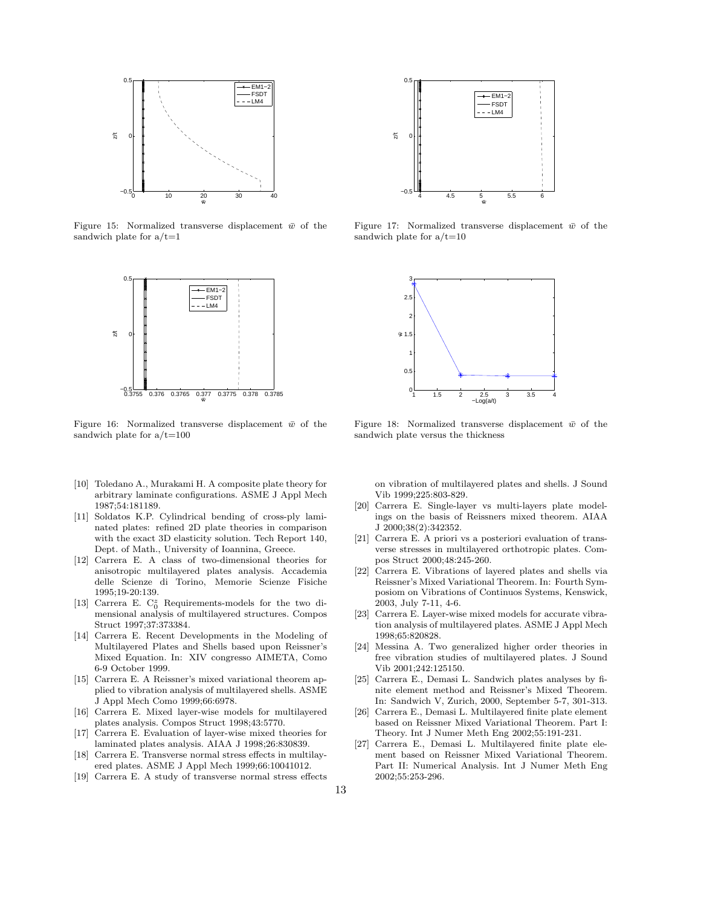Figure 15: Normalized transverse displacement $\bar{w}$ of the sandwich plate for a/t=1

Figure 17: Normalized transverse displacement $\bar{w}$ of the sandwich plate for a/t=10

Figure 16: Normalized transverse displacement $\bar{w}$ of the sandwich plate for a/t=100

Figure 18: Normalized transverse displacement $\bar{w}$ of the sandwich plate versus the thickness

[10] Toledano A., Murakami H. A composite plate theory for arbitrary laminate configurations. ASME J Appl Mech 1987;54:181189.

[11] Soldatos K.P. Cylindrical bending of cross-ply laminated plates: refined 2D plate theories in comparison with the exact 3D elasticity solution. Tech Report 140, Dept. of Math., University of Ioannina, Greece.

[12] Carrera E. A class of two-dimensional theories for anisotropic multilayered plates analysis. Accademia delle Scienze di Torino, Memorie Scienze Fisiche 1995;19-20:139.

[13] Carrera E. $C_0^z$ Requirements-models for the two dimensional analysis of multilayered structures. Compos Struct 1997;37:373384.

[14] Carrera E. Recent Developments in the Modeling of Multilayered Plates and Shells based upon Reissner's Mixed Equation. In: XIV congresso AIMETA, Como 6-9 October 1999.

[15] Carrera E. A Reissner's mixed variational theorem applied to vibration analysis of multilayered shells. ASME J Appl Mech Como 1999;66:6978.

[16] Carrera E. Mixed layer-wise models for multilayered plates analysis. Compos Struct 1998;43:5770.

[17] Carrera E. Evaluation of layer-wise mixed theories for laminated plates analysis. AIAA J 1998;26:830839.

[18] Carrera E. Transverse normal stress effects in multilayered plates. ASME J Appl Mech 1999;66:10041012.

[19] Carrera E. A study of transverse normal stress effects on vibration of multilayered plates and shells. J Sound Vib 1999;225:803-829.

[20] Carrera E. Single-layer vs multi-layers plate modelings on the basis of Reissners mixed theorem. AIAA J 2000;38(2):342352.

[21] Carrera E. A priori vs a posteriori evaluation of transverse stresses in multilayered orthotropic plates. Compos Struct 2000;48:245-260.

[22] Carrera E. Vibrations of layered plates and shells via Reissner's Mixed Variational Theorem. In: Fourth Symposiom on Vibrations of Continuos Systems, Kenswick, 2003, July 7-11, 4-6.

[23] Carrera E. Layer-wise mixed models for accurate vibration analysis of multilayered plates. ASME J Appl Mech 1998;65:820828.

[24] Messina A. Two generalized higher order theories in free vibration studies of multilayered plates. J Sound Vib 2001;242:125150.

[25] Carrera E., Demasi L. Sandwich plates analyses by finite element method and Reissner's Mixed Theorem. In: Sandwich V, Zurich, 2000, September 5-7, 301-313.

[26] Carrera E., Demasi L. Multilayered finite plate element based on Reissner Mixed Variational Theorem. Part I: Theory. Int J Numer Meth Eng 2002;55:191-231.

[27] Carrera E., Demasi L. Multilayered finite plate element based on Reissner Mixed Variational Theorem. Part II: Numerical Analysis. Int J Numer Meth Eng 2002;55:253-296.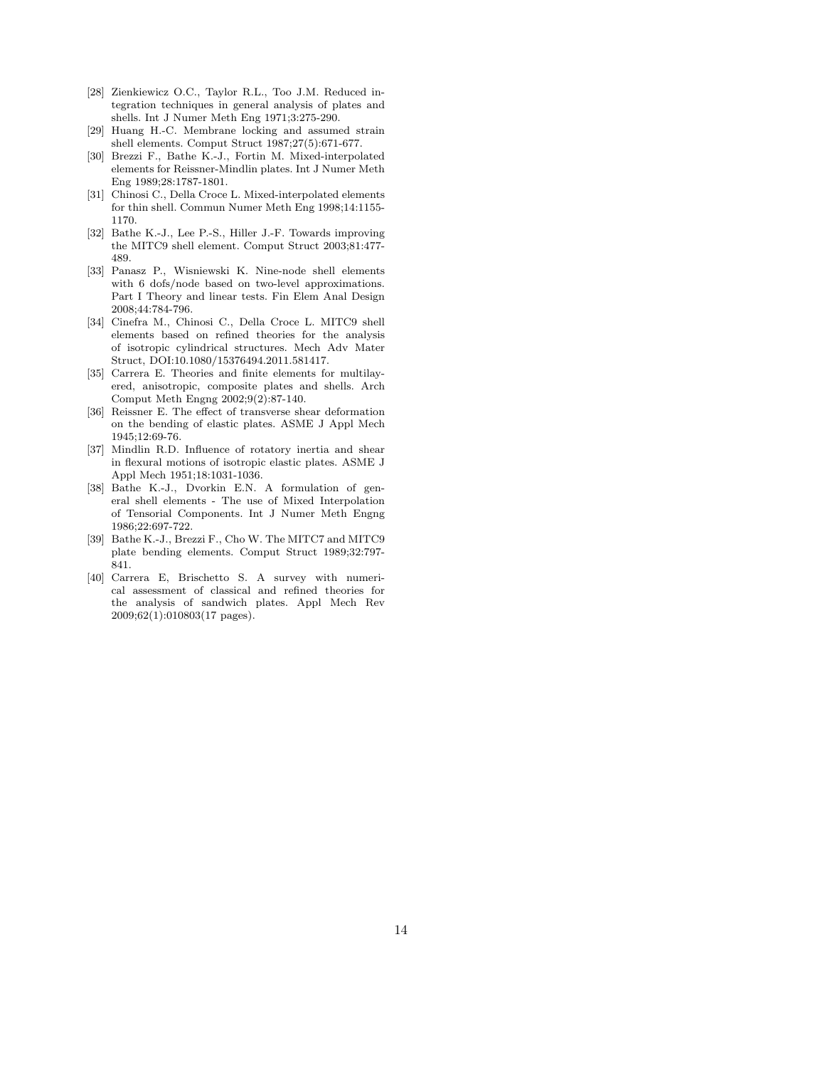[28] Zienkiewicz O.C., Taylor R.L., Too J.M. Reduced integration techniques in general analysis of plates and shells. Int J Numer Meth Eng 1971;3:275-290.

[29] Huang H.-C. Membrane locking and assumed strain shell elements. Comput Struct 1987;27(5):671-677.

[30] Brezzi F., Bathe K.-J., Fortin M. Mixed-interpolated elements for Reissner-Mindlin plates. Int J Numer Meth Eng 1989;28:1787-1801.

[31] Chinosi C., Della Croce L. Mixed-interpolated elements for thin shell. Commun Numer Meth Eng 1998;14:1155-1170.

[32] Bathe K.-J., Lee P.-S., Hiller J.-F. Towards improving the MITC9 shell element. Comput Struct 2003;81:477-489.

[33] Panasz P., Wisniewski K. Nine-node shell elements with 6 dofs/node based on two-level approximations. Part I Theory and linear tests. Fin Elem Anal Design 2008;44:784-796.

[34] Cinefra M., Chinosi C., Della Croce L. MITC9 shell elements based on refined theories for the analysis of isotropic cylindrical structures. Mech Adv Mater Struct, DOI:10.1080/15376494.2011.581417.

[35] Carrera E. Theories and finite elements for multilayered, anisotropic, composite plates and shells. Arch Comput Meth Engng 2002;9(2):87-140.

[36] Reissner E. The effect of transverse shear deformation on the bending of elastic plates. ASME J Appl Mech 1945;12:69-76.

[37] Mindlin R.D. Influence of rotatory inertia and shear in flexural motions of isotropic elastic plates. ASME J Appl Mech 1951;18:1031-1036.

[38] Bathe K.-J., Dvorkin E.N. A formulation of general shell elements - The use of Mixed Interpolation of Tensorial Components. Int J Numer Meth Engng 1986;22:697-722.

[39] Bathe K.-J., Brezzi F., Cho W. The MITC7 and MITC9 plate bending elements. Comput Struct 1989;32:797-841.

[40] Carrera E, Brischetto S. A survey with numerical assessment of classical and refined theories for the analysis of sandwich plates. Appl Mech Rev 2009;62(1):010803(17 pages).